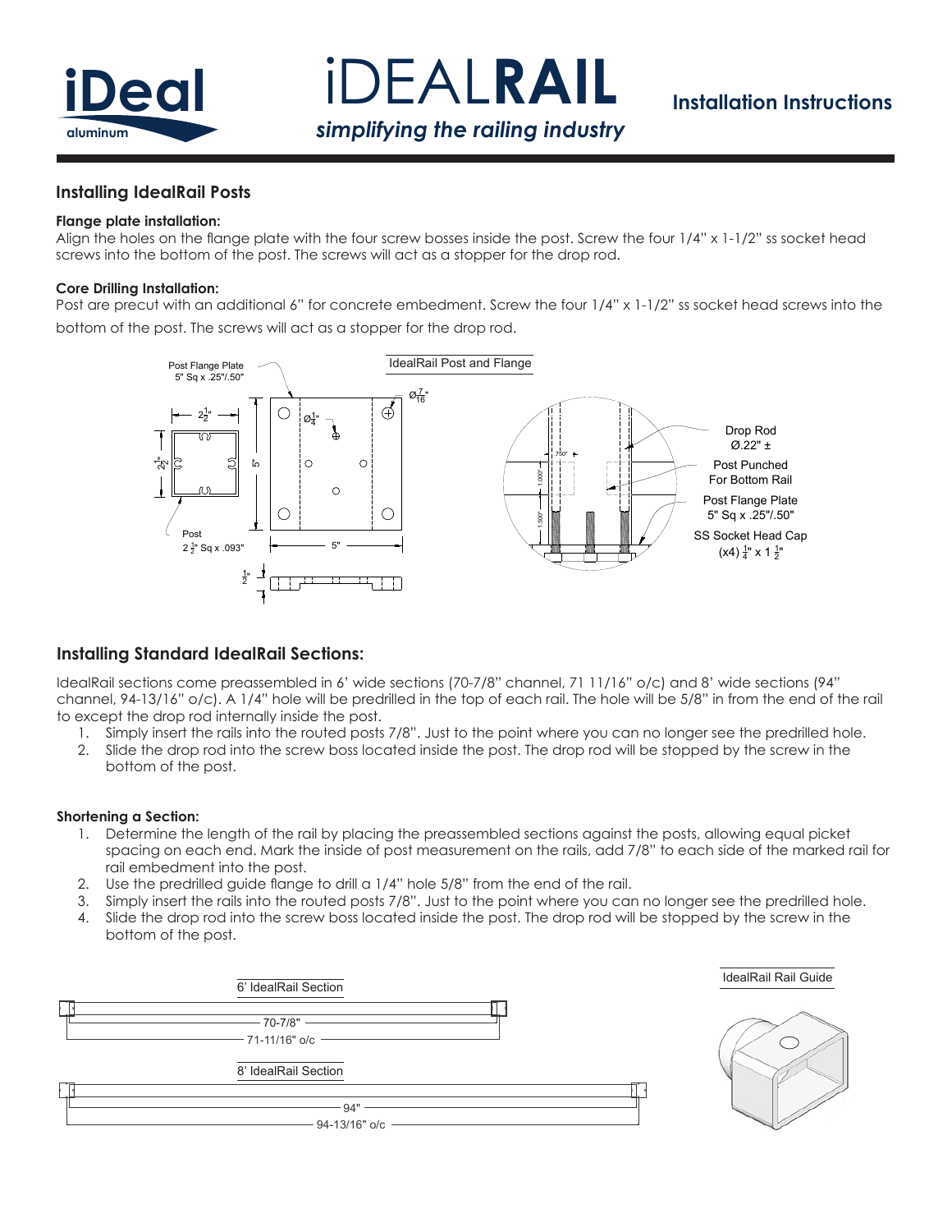# iDEAL**RAIL**

*simplifying the railing industry*

**Installation Instructions**

## Installing IdealRail Posts

**Flange plate installation:**

Align the holes on the flange plate with the four screw bosses inside the post. Screw the four 1/4" x 1-1/2" ss socket head screws into the bottom of the post. The screws will act as a stopper for the drop rod.

**Core Drilling Installation:**

Post are precut with an additional 6" for concrete embedment. Screw the four 1/4" x 1-1/2" ss socket head screws into the bottom of the post. The screws will act as a stopper for the drop rod.

IdealRail Post and Flange

Post Flange Plate 5" Sq x .25"/.50"

Post $2\frac{1}{2}$" Sq x .093"

Drop Rod Ø.22" ±

Post Punched For Bottom Rail

Post Flange Plate 5" Sq x .25"/.50"

SS Socket Head Cap (x4) $\frac{1}{4}$" x 1 $\frac{1}{2}$"

## Installing Standard IdealRail Sections:

IdealRail sections come preassembled in 6' wide sections (70-7/8" channel, 71 11/16" o/c) and 8' wide sections (94" channel, 94-13/16" o/c). A 1/4" hole will be predrilled in the top of each rail. The hole will be 5/8" in from the end of the rail to except the drop rod internally inside the post.

1. Simply insert the rails into the routed posts 7/8". Just to the point where you can no longer see the predrilled hole.
2. Slide the drop rod into the screw boss located inside the post. The drop rod will be stopped by the screw in the bottom of the post.

**Shortening a Section:**

1. Determine the length of the rail by placing the preassembled sections against the posts, allowing equal picket spacing on each end. Mark the inside of post measurement on the rails, add 7/8" to each side of the marked rail for rail embedment into the post.
2. Use the predrilled guide flange to drill a 1/4" hole 5/8" from the end of the rail.
3. Simply insert the rails into the routed posts 7/8". Just to the point where you can no longer see the predrilled hole.
4. Slide the drop rod into the screw boss located inside the post. The drop rod will be stopped by the screw in the bottom of the post.

6' IdealRail Section

70-7/8"

71-11/16" o/c

8' IdealRail Section

94"

94-13/16" o/c

IdealRail Rail Guide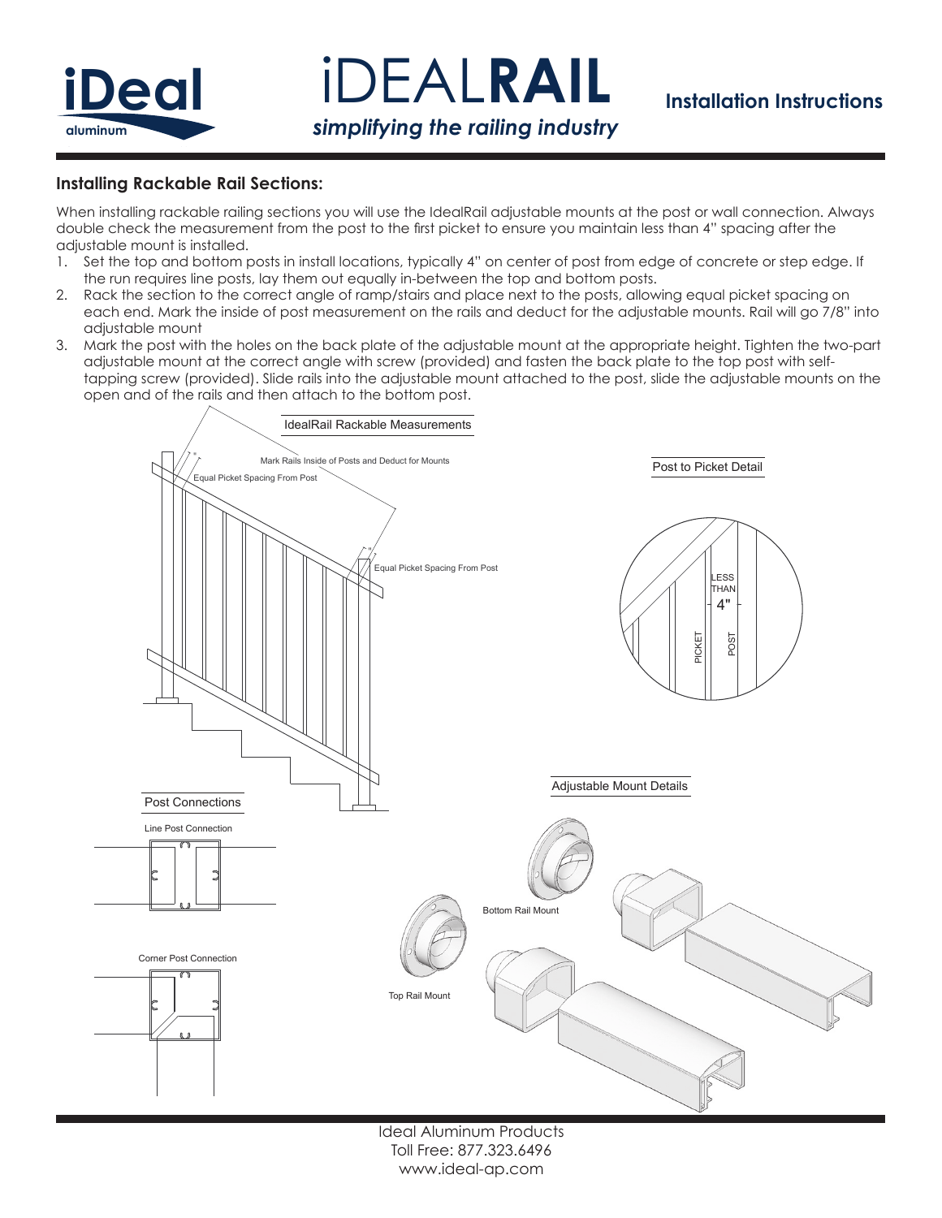# iDEAL**RAIL**

***simplifying the railing industry***

**Installation Instructions**

## Installing Rackable Rail Sections:

When installing rackable railing sections you will use the IdealRail adjustable mounts at the post or wall connection. Always double check the measurement from the post to the first picket to ensure you maintain less than 4" spacing after the adjustable mount is installed.

1. Set the top and bottom posts in install locations, typically 4" on center of post from edge of concrete or step edge. If the run requires line posts, lay them out equally in-between the top and bottom posts.
2. Rack the section to the correct angle of ramp/stairs and place next to the posts, allowing equal picket spacing on each end. Mark the inside of post measurement on the rails and deduct for the adjustable mounts. Rail will go 7/8" into adjustable mount
3. Mark the post with the holes on the back plate of the adjustable mount at the appropriate height. Tighten the two-part adjustable mount at the correct angle with screw (provided) and fasten the back plate to the top post with self-tapping screw (provided). Slide rails into the adjustable mount attached to the post, slide the adjustable mounts on the open and of the rails and then attach to the bottom post.

IdealRail Rackable Measurements

Mark Rails Inside of Posts and Deduct for Mounts

Equal Picket Spacing From Post

Equal Picket Spacing From Post

Post to Picket Detail

LESS THAN 4"

PICKET

POST

Post Connections

Line Post Connection

Corner Post Connection

Adjustable Mount Details

Bottom Rail Mount

Top Rail Mount

Ideal Aluminum Products
Toll Free: 877.323.6496
www.ideal-ap.com